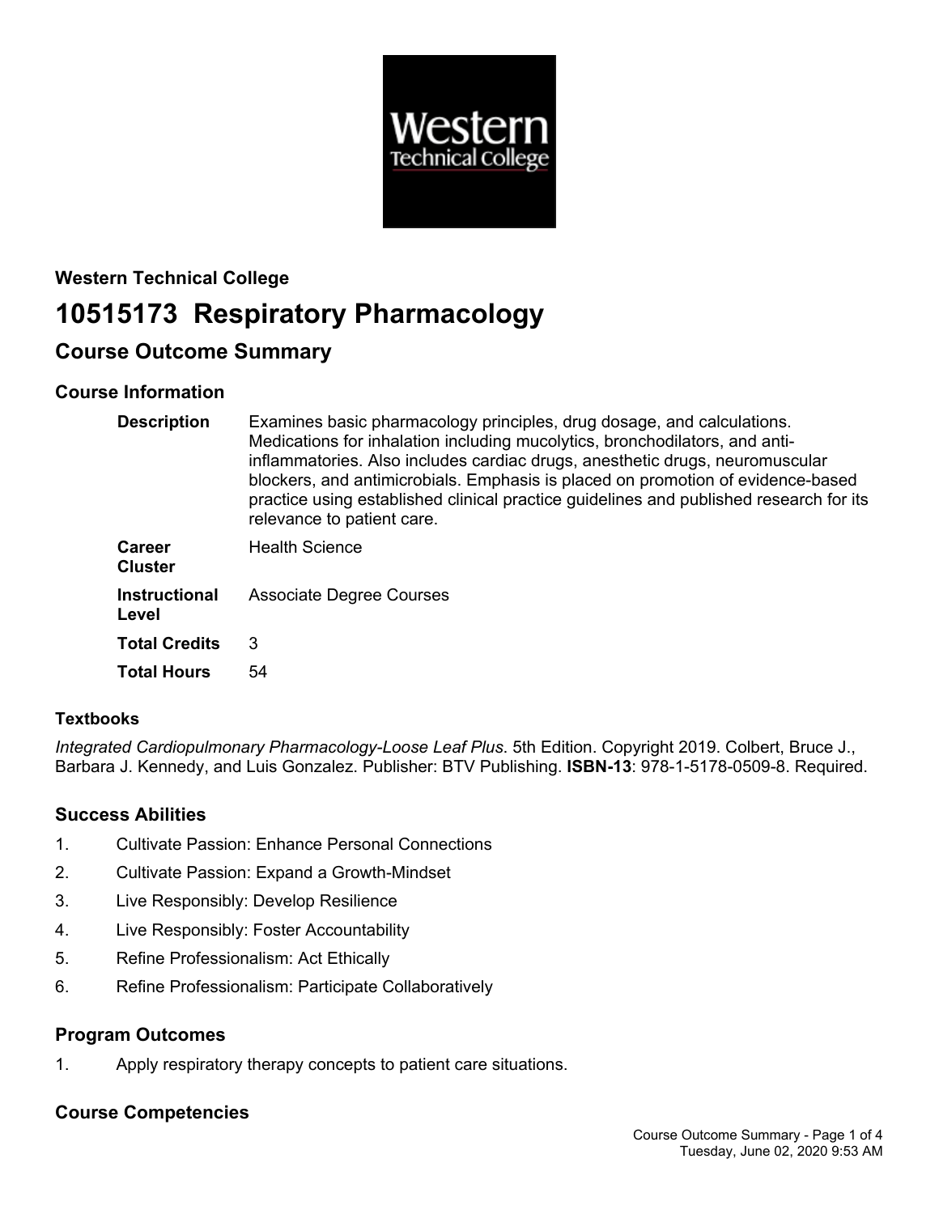**Western Technical College**

# 10515173 Respiratory Pharmacology

## Course Outcome Summary

### Course Information

| | |
|---|---|
| **Description** | Examines basic pharmacology principles, drug dosage, and calculations. Medications for inhalation including mucolytics, bronchodilators, and anti-inflammatories. Also includes cardiac drugs, anesthetic drugs, neuromuscular blockers, and antimicrobials. Emphasis is placed on promotion of evidence-based practice using established clinical practice guidelines and published research for its relevance to patient care. |
| **Career Cluster** | Health Science |
| **Instructional Level** | Associate Degree Courses |
| **Total Credits** | 3 |
| **Total Hours** | 54 |

### Textbooks

*Integrated Cardiopulmonary Pharmacology-Loose Leaf Plus*. 5th Edition. Copyright 2019. Colbert, Bruce J., Barbara J. Kennedy, and Luis Gonzalez. Publisher: BTV Publishing. **ISBN-13**: 978-1-5178-0509-8. Required.

### Success Abilities

1. Cultivate Passion: Enhance Personal Connections
2. Cultivate Passion: Expand a Growth-Mindset
3. Live Responsibly: Develop Resilience
4. Live Responsibly: Foster Accountability
5. Refine Professionalism: Act Ethically
6. Refine Professionalism: Participate Collaboratively

### Program Outcomes

1. Apply respiratory therapy concepts to patient care situations.

### Course Competencies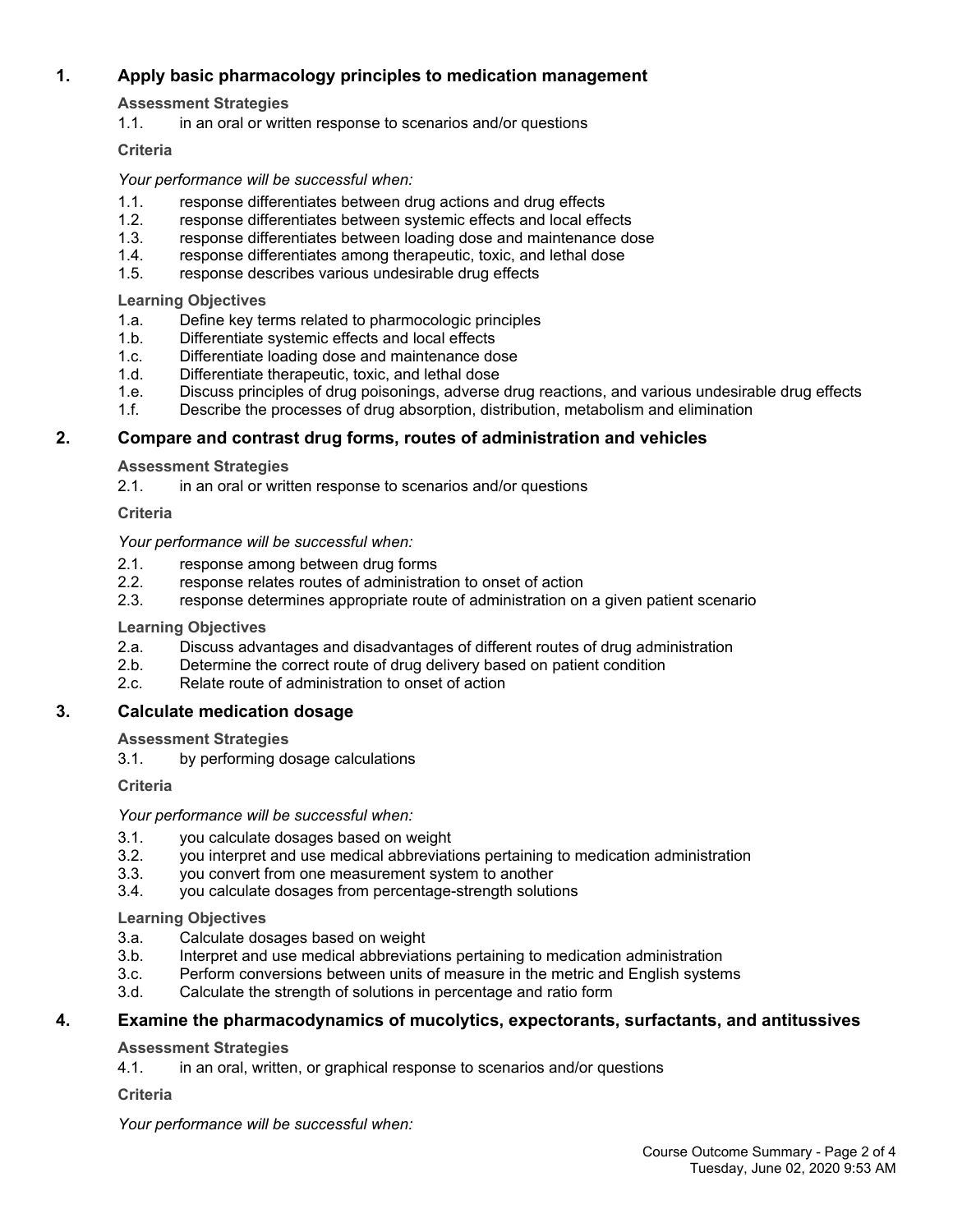## 1. Apply basic pharmacology principles to medication management

**Assessment Strategies**

1.1. in an oral or written response to scenarios and/or questions

**Criteria**

*Your performance will be successful when:*

1.1. response differentiates between drug actions and drug effects
1.2. response differentiates between systemic effects and local effects
1.3. response differentiates between loading dose and maintenance dose
1.4. response differentiates among therapeutic, toxic, and lethal dose
1.5. response describes various undesirable drug effects

**Learning Objectives**

1.a. Define key terms related to pharmocologic principles
1.b. Differentiate systemic effects and local effects
1.c. Differentiate loading dose and maintenance dose
1.d. Differentiate therapeutic, toxic, and lethal dose
1.e. Discuss principles of drug poisonings, adverse drug reactions, and various undesirable drug effects
1.f. Describe the processes of drug absorption, distribution, metabolism and elimination

## 2. Compare and contrast drug forms, routes of administration and vehicles

**Assessment Strategies**

2.1. in an oral or written response to scenarios and/or questions

**Criteria**

*Your performance will be successful when:*

2.1. response among between drug forms
2.2. response relates routes of administration to onset of action
2.3. response determines appropriate route of administration on a given patient scenario

**Learning Objectives**

2.a. Discuss advantages and disadvantages of different routes of drug administration
2.b. Determine the correct route of drug delivery based on patient condition
2.c. Relate route of administration to onset of action

## 3. Calculate medication dosage

**Assessment Strategies**

3.1. by performing dosage calculations

**Criteria**

*Your performance will be successful when:*

3.1. you calculate dosages based on weight
3.2. you interpret and use medical abbreviations pertaining to medication administration
3.3. you convert from one measurement system to another
3.4. you calculate dosages from percentage-strength solutions

**Learning Objectives**

3.a. Calculate dosages based on weight
3.b. Interpret and use medical abbreviations pertaining to medication administration
3.c. Perform conversions between units of measure in the metric and English systems
3.d. Calculate the strength of solutions in percentage and ratio form

## 4. Examine the pharmacodynamics of mucolytics, expectorants, surfactants, and antitussives

**Assessment Strategies**

4.1. in an oral, written, or graphical response to scenarios and/or questions

**Criteria**

*Your performance will be successful when:*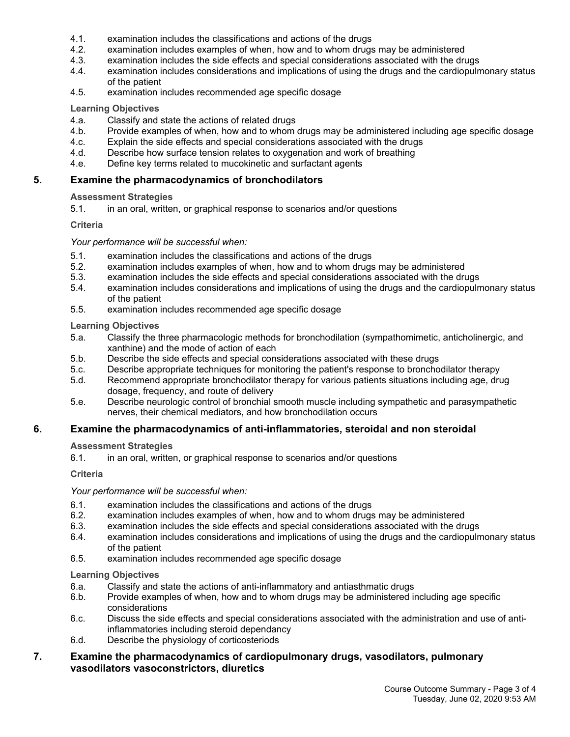4.1. examination includes the classifications and actions of the drugs
4.2. examination includes examples of when, how and to whom drugs may be administered
4.3. examination includes the side effects and special considerations associated with the drugs
4.4. examination includes considerations and implications of using the drugs and the cardiopulmonary status of the patient
4.5. examination includes recommended age specific dosage

**Learning Objectives**

4.a. Classify and state the actions of related drugs
4.b. Provide examples of when, how and to whom drugs may be administered including age specific dosage
4.c. Explain the side effects and special considerations associated with the drugs
4.d. Describe how surface tension relates to oxygenation and work of breathing
4.e. Define key terms related to mucokinetic and surfactant agents

## 5. Examine the pharmacodynamics of bronchodilators

**Assessment Strategies**

5.1. in an oral, written, or graphical response to scenarios and/or questions

**Criteria**

*Your performance will be successful when:*

5.1. examination includes the classifications and actions of the drugs
5.2. examination includes examples of when, how and to whom drugs may be administered
5.3. examination includes the side effects and special considerations associated with the drugs
5.4. examination includes considerations and implications of using the drugs and the cardiopulmonary status of the patient
5.5. examination includes recommended age specific dosage

**Learning Objectives**

5.a. Classify the three pharmacologic methods for bronchodilation (sympathomimetic, anticholinergic, and xanthine) and the mode of action of each
5.b. Describe the side effects and special considerations associated with these drugs
5.c. Describe appropriate techniques for monitoring the patient's response to bronchodilator therapy
5.d. Recommend appropriate bronchodilator therapy for various patients situations including age, drug dosage, frequency, and route of delivery
5.e. Describe neurologic control of bronchial smooth muscle including sympathetic and parasympathetic nerves, their chemical mediators, and how bronchodilation occurs

## 6. Examine the pharmacodynamics of anti-inflammatories, steroidal and non steroidal

**Assessment Strategies**

6.1. in an oral, written, or graphical response to scenarios and/or questions

**Criteria**

*Your performance will be successful when:*

6.1. examination includes the classifications and actions of the drugs
6.2. examination includes examples of when, how and to whom drugs may be administered
6.3. examination includes the side effects and special considerations associated with the drugs
6.4. examination includes considerations and implications of using the drugs and the cardiopulmonary status of the patient
6.5. examination includes recommended age specific dosage

**Learning Objectives**

6.a. Classify and state the actions of anti-inflammatory and antiasthmatic drugs
6.b. Provide examples of when, how and to whom drugs may be administered including age specific considerations
6.c. Discuss the side effects and special considerations associated with the administration and use of anti-inflammatories including steroid dependancy
6.d. Describe the physiology of corticosteriods

## 7. Examine the pharmacodynamics of cardiopulmonary drugs, vasodilators, pulmonary vasodilators vasoconstrictors, diuretics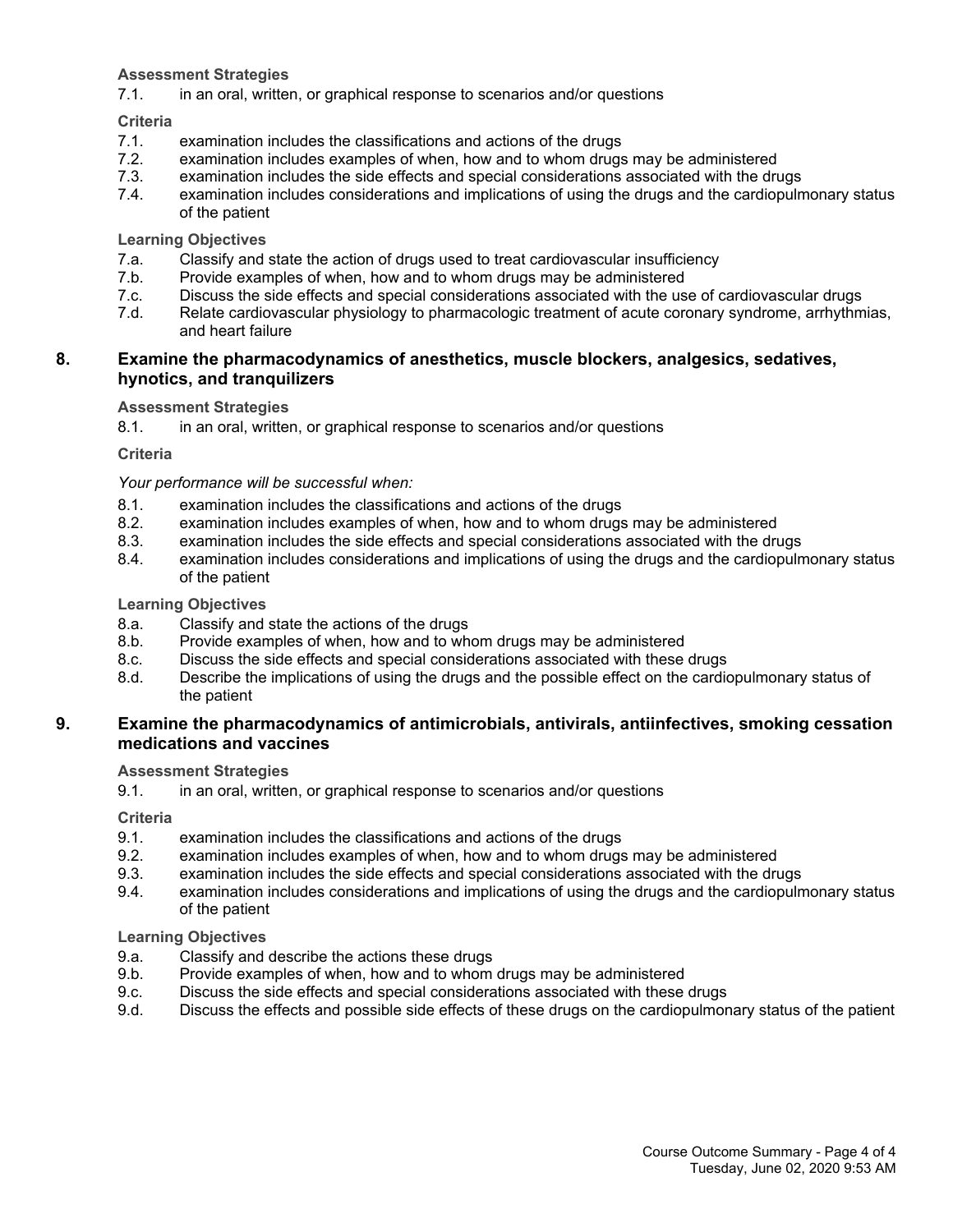**Assessment Strategies**

7.1. in an oral, written, or graphical response to scenarios and/or questions

**Criteria**

7.1. examination includes the classifications and actions of the drugs
7.2. examination includes examples of when, how and to whom drugs may be administered
7.3. examination includes the side effects and special considerations associated with the drugs
7.4. examination includes considerations and implications of using the drugs and the cardiopulmonary status of the patient

**Learning Objectives**

7.a. Classify and state the action of drugs used to treat cardiovascular insufficiency
7.b. Provide examples of when, how and to whom drugs may be administered
7.c. Discuss the side effects and special considerations associated with the use of cardiovascular drugs
7.d. Relate cardiovascular physiology to pharmacologic treatment of acute coronary syndrome, arrhythmias, and heart failure

## 8. Examine the pharmacodynamics of anesthetics, muscle blockers, analgesics, sedatives, hynotics, and tranquilizers

**Assessment Strategies**

8.1. in an oral, written, or graphical response to scenarios and/or questions

**Criteria**

*Your performance will be successful when:*

8.1. examination includes the classifications and actions of the drugs
8.2. examination includes examples of when, how and to whom drugs may be administered
8.3. examination includes the side effects and special considerations associated with the drugs
8.4. examination includes considerations and implications of using the drugs and the cardiopulmonary status of the patient

**Learning Objectives**

8.a. Classify and state the actions of the drugs
8.b. Provide examples of when, how and to whom drugs may be administered
8.c. Discuss the side effects and special considerations associated with these drugs
8.d. Describe the implications of using the drugs and the possible effect on the cardiopulmonary status of the patient

## 9. Examine the pharmacodynamics of antimicrobials, antivirals, antiinfectives, smoking cessation medications and vaccines

**Assessment Strategies**

9.1. in an oral, written, or graphical response to scenarios and/or questions

**Criteria**

9.1. examination includes the classifications and actions of the drugs
9.2. examination includes examples of when, how and to whom drugs may be administered
9.3. examination includes the side effects and special considerations associated with the drugs
9.4. examination includes considerations and implications of using the drugs and the cardiopulmonary status of the patient

**Learning Objectives**

9.a. Classify and describe the actions these drugs
9.b. Provide examples of when, how and to whom drugs may be administered
9.c. Discuss the side effects and special considerations associated with these drugs
9.d. Discuss the effects and possible side effects of these drugs on the cardiopulmonary status of the patient